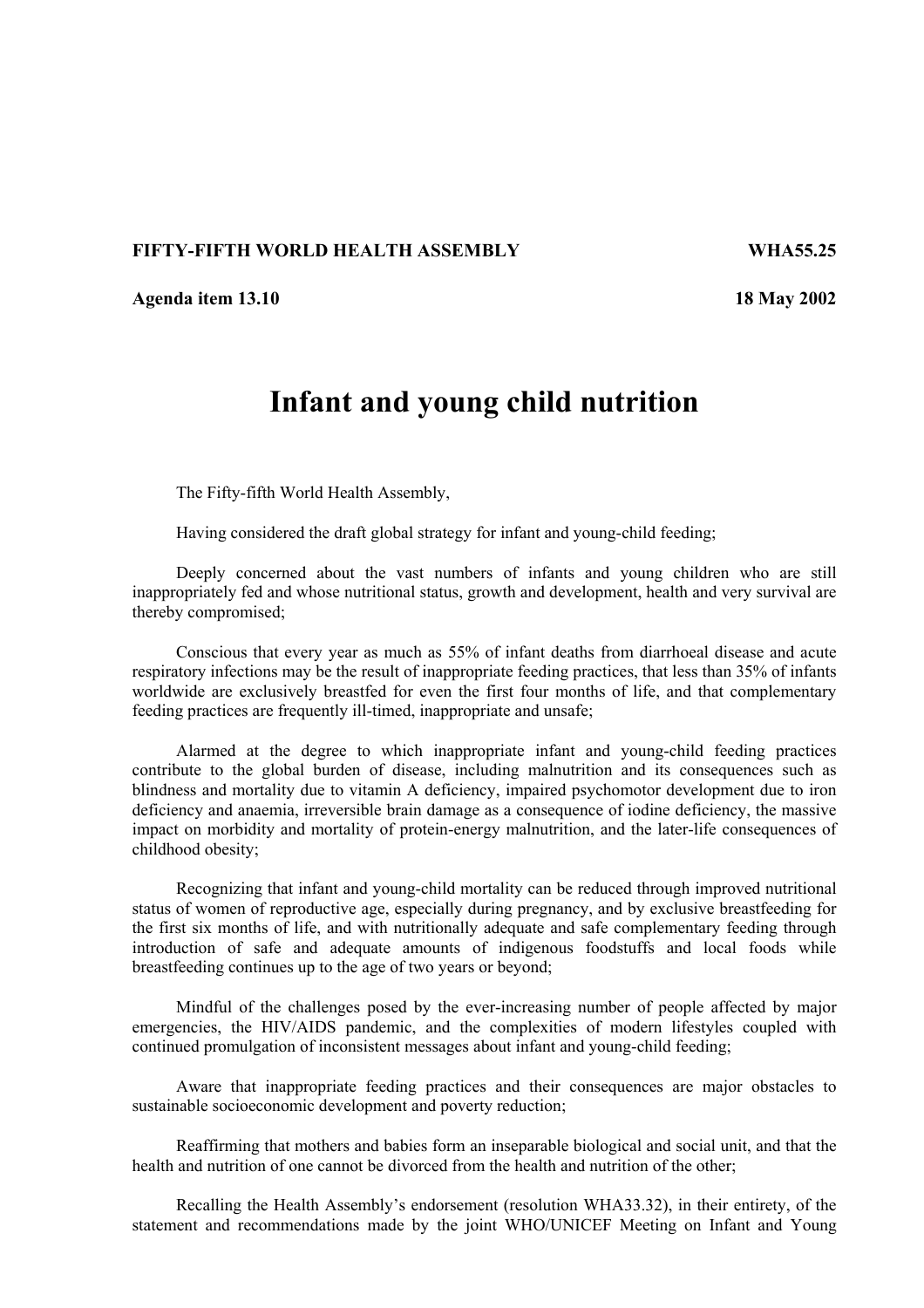**FIFTY-FIFTH WORLD HEALTH ASSEMBLY** **WHA55.25**

**Agenda item 13.10** **18 May 2002**

# Infant and young child nutrition

The Fifty-fifth World Health Assembly,

Having considered the draft global strategy for infant and young-child feeding;

Deeply concerned about the vast numbers of infants and young children who are still inappropriately fed and whose nutritional status, growth and development, health and very survival are thereby compromised;

Conscious that every year as much as 55% of infant deaths from diarrhoeal disease and acute respiratory infections may be the result of inappropriate feeding practices, that less than 35% of infants worldwide are exclusively breastfed for even the first four months of life, and that complementary feeding practices are frequently ill-timed, inappropriate and unsafe;

Alarmed at the degree to which inappropriate infant and young-child feeding practices contribute to the global burden of disease, including malnutrition and its consequences such as blindness and mortality due to vitamin A deficiency, impaired psychomotor development due to iron deficiency and anaemia, irreversible brain damage as a consequence of iodine deficiency, the massive impact on morbidity and mortality of protein-energy malnutrition, and the later-life consequences of childhood obesity;

Recognizing that infant and young-child mortality can be reduced through improved nutritional status of women of reproductive age, especially during pregnancy, and by exclusive breastfeeding for the first six months of life, and with nutritionally adequate and safe complementary feeding through introduction of safe and adequate amounts of indigenous foodstuffs and local foods while breastfeeding continues up to the age of two years or beyond;

Mindful of the challenges posed by the ever-increasing number of people affected by major emergencies, the HIV/AIDS pandemic, and the complexities of modern lifestyles coupled with continued promulgation of inconsistent messages about infant and young-child feeding;

Aware that inappropriate feeding practices and their consequences are major obstacles to sustainable socioeconomic development and poverty reduction;

Reaffirming that mothers and babies form an inseparable biological and social unit, and that the health and nutrition of one cannot be divorced from the health and nutrition of the other;

Recalling the Health Assembly's endorsement (resolution WHA33.32), in their entirety, of the statement and recommendations made by the joint WHO/UNICEF Meeting on Infant and Young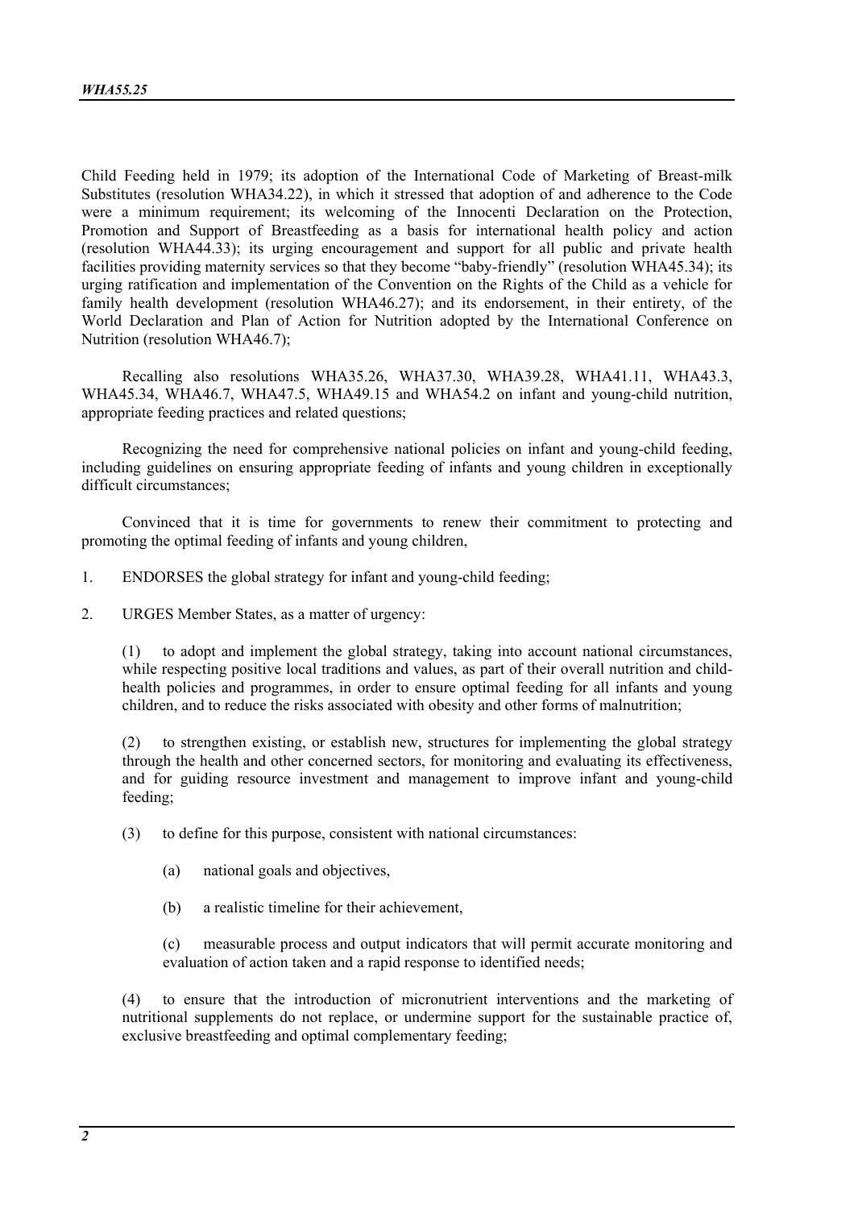Child Feeding held in 1979; its adoption of the International Code of Marketing of Breast-milk Substitutes (resolution WHA34.22), in which it stressed that adoption of and adherence to the Code were a minimum requirement; its welcoming of the Innocenti Declaration on the Protection, Promotion and Support of Breastfeeding as a basis for international health policy and action (resolution WHA44.33); its urging encouragement and support for all public and private health facilities providing maternity services so that they become "baby-friendly" (resolution WHA45.34); its urging ratification and implementation of the Convention on the Rights of the Child as a vehicle for family health development (resolution WHA46.27); and its endorsement, in their entirety, of the World Declaration and Plan of Action for Nutrition adopted by the International Conference on Nutrition (resolution WHA46.7);

Recalling also resolutions WHA35.26, WHA37.30, WHA39.28, WHA41.11, WHA43.3, WHA45.34, WHA46.7, WHA47.5, WHA49.15 and WHA54.2 on infant and young-child nutrition, appropriate feeding practices and related questions;

Recognizing the need for comprehensive national policies on infant and young-child feeding, including guidelines on ensuring appropriate feeding of infants and young children in exceptionally difficult circumstances;

Convinced that it is time for governments to renew their commitment to protecting and promoting the optimal feeding of infants and young children,

1. ENDORSES the global strategy for infant and young-child feeding;

2. URGES Member States, as a matter of urgency:

   (1) to adopt and implement the global strategy, taking into account national circumstances, while respecting positive local traditions and values, as part of their overall nutrition and child-health policies and programmes, in order to ensure optimal feeding for all infants and young children, and to reduce the risks associated with obesity and other forms of malnutrition;

   (2) to strengthen existing, or establish new, structures for implementing the global strategy through the health and other concerned sectors, for monitoring and evaluating its effectiveness, and for guiding resource investment and management to improve infant and young-child feeding;

   (3) to define for this purpose, consistent with national circumstances:

      (a) national goals and objectives,

      (b) a realistic timeline for their achievement,

      (c) measurable process and output indicators that will permit accurate monitoring and evaluation of action taken and a rapid response to identified needs;

   (4) to ensure that the introduction of micronutrient interventions and the marketing of nutritional supplements do not replace, or undermine support for the sustainable practice of, exclusive breastfeeding and optimal complementary feeding;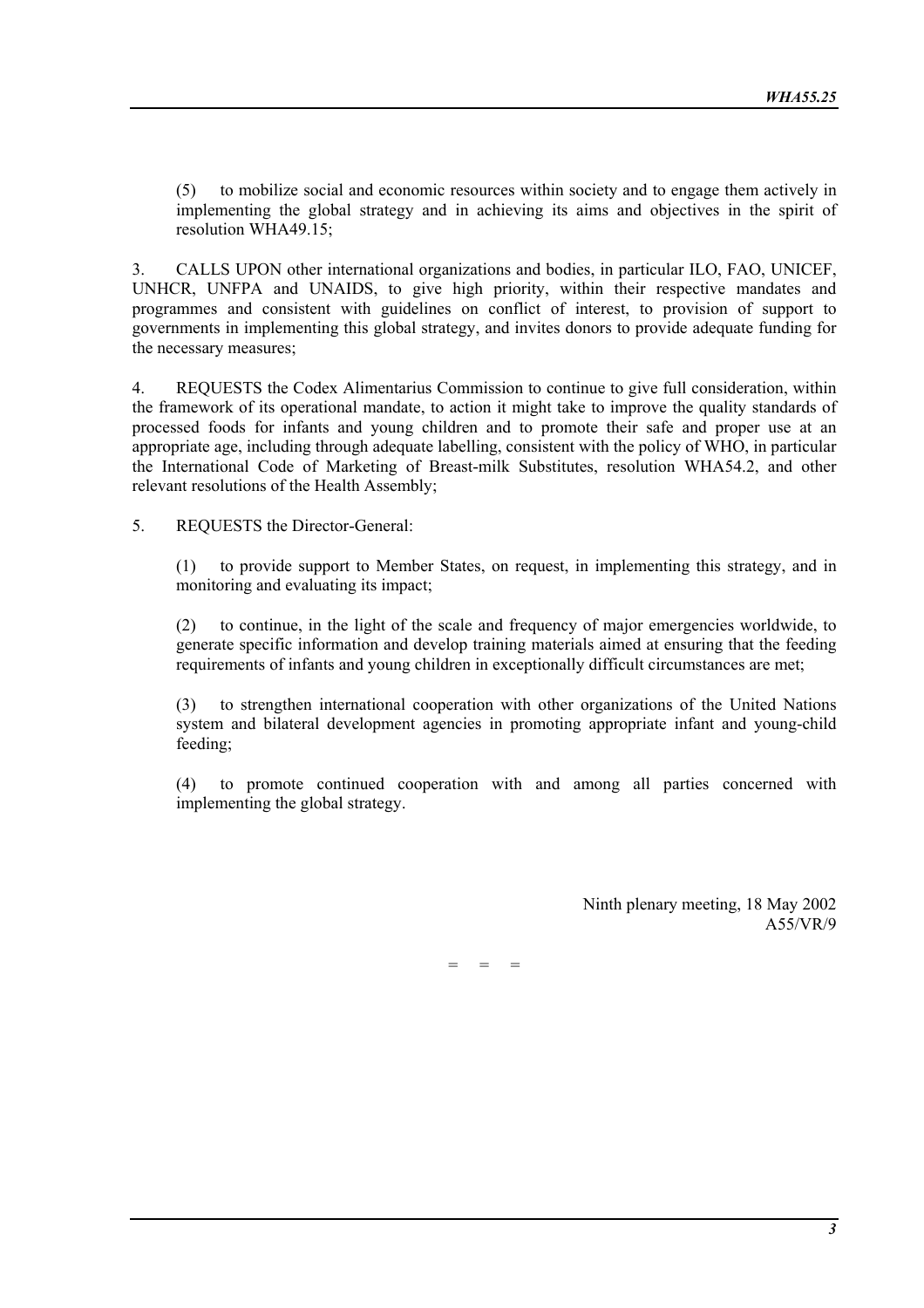(5) to mobilize social and economic resources within society and to engage them actively in implementing the global strategy and in achieving its aims and objectives in the spirit of resolution WHA49.15;

3. CALLS UPON other international organizations and bodies, in particular ILO, FAO, UNICEF, UNHCR, UNFPA and UNAIDS, to give high priority, within their respective mandates and programmes and consistent with guidelines on conflict of interest, to provision of support to governments in implementing this global strategy, and invites donors to provide adequate funding for the necessary measures;

4. REQUESTS the Codex Alimentarius Commission to continue to give full consideration, within the framework of its operational mandate, to action it might take to improve the quality standards of processed foods for infants and young children and to promote their safe and proper use at an appropriate age, including through adequate labelling, consistent with the policy of WHO, in particular the International Code of Marketing of Breast-milk Substitutes, resolution WHA54.2, and other relevant resolutions of the Health Assembly;

5. REQUESTS the Director-General:

(1) to provide support to Member States, on request, in implementing this strategy, and in monitoring and evaluating its impact;

(2) to continue, in the light of the scale and frequency of major emergencies worldwide, to generate specific information and develop training materials aimed at ensuring that the feeding requirements of infants and young children in exceptionally difficult circumstances are met;

(3) to strengthen international cooperation with other organizations of the United Nations system and bilateral development agencies in promoting appropriate infant and young-child feeding;

(4) to promote continued cooperation with and among all parties concerned with implementing the global strategy.

Ninth plenary meeting, 18 May 2002
A55/VR/9

= = =